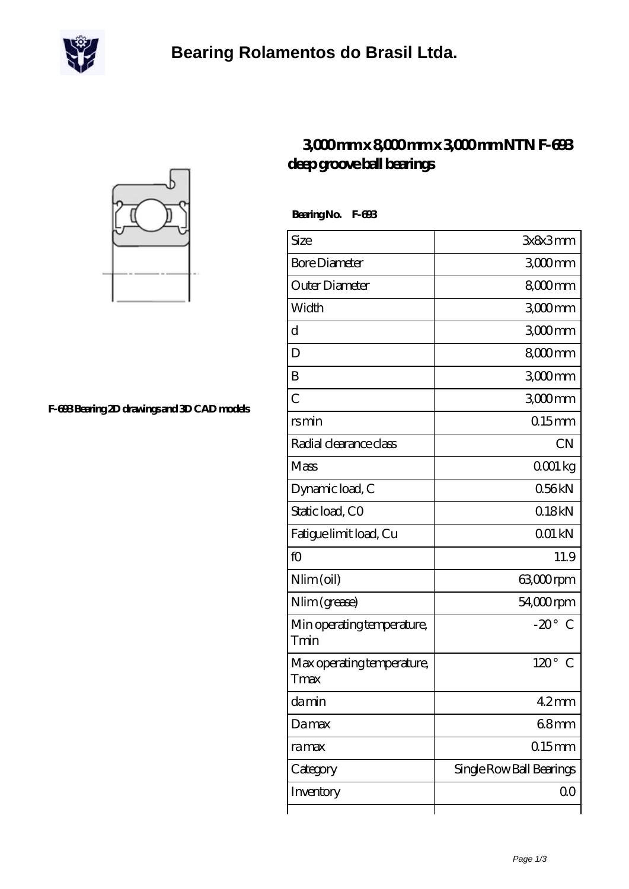# Bearing Rolamentos do Brasil Ltda.

## 3,000 mm x 8,000 mm x 3,000 mm NTN F-693 deep groove ball bearings

F-693 Bearing 2D drawings and 3D CAD models

**Bearing No. F-693**

| Size | 3x8x3 mm |
|---|---|
| Bore Diameter | 3,000 mm |
| Outer Diameter | 8,000 mm |
| Width | 3,000 mm |
| d | 3,000 mm |
| D | 8,000 mm |
| B | 3,000 mm |
| C | 3,000 mm |
| rs min | 0.15 mm |
| Radial clearance class | CN |
| Mass | 0.001 kg |
| Dynamic load, C | 0.56 kN |
| Static load, C0 | 0.18 kN |
| Fatigue limit load, Cu | 0.01 kN |
| f0 | 11.9 |
| Nlim (oil) | 63,000 rpm |
| Nlim (grease) | 54,000 rpm |
| Min operating temperature, Tmin | -20 ° C |
| Max operating temperature, Tmax | 120 ° C |
| da min | 4.2 mm |
| Da max | 6.8 mm |
| ra max | 0.15 mm |
| Category | Single Row Ball Bearings |
| Inventory | 0.0 |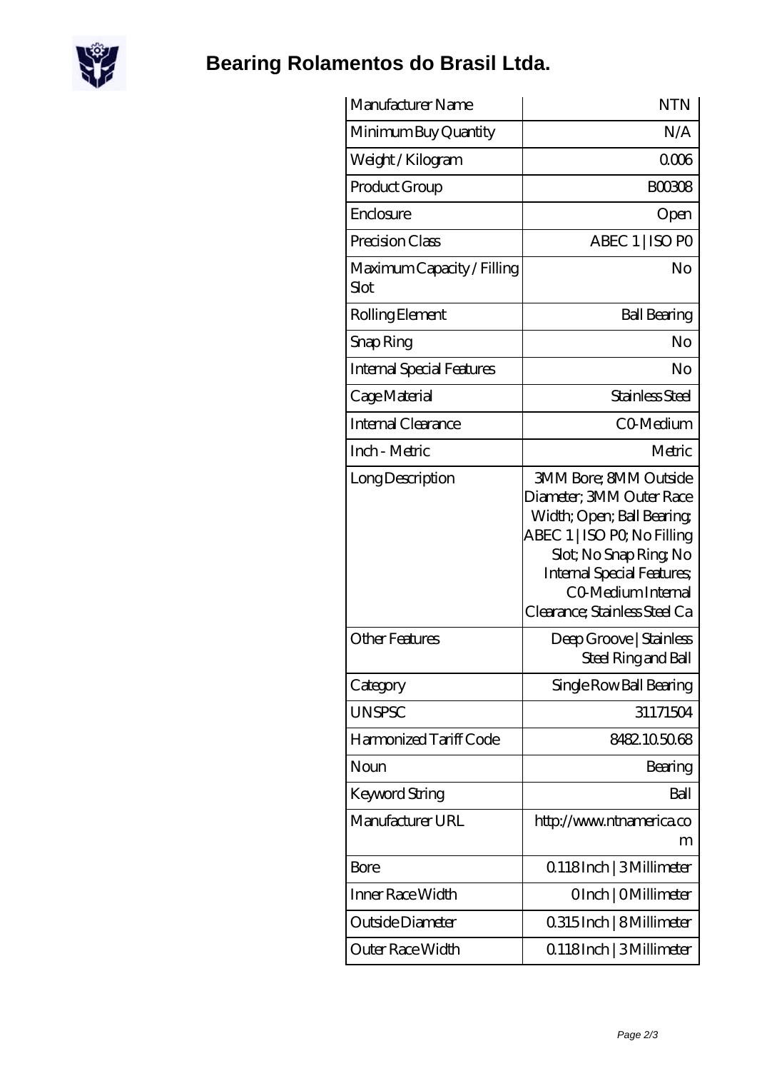# Bearing Rolamentos do Brasil Ltda.

| Manufacturer Name | NTN |
|---|---|
| Minimum Buy Quantity | N/A |
| Weight / Kilogram | 0.006 |
| Product Group | B00308 |
| Enclosure | Open |
| Precision Class | ABEC 1 \| ISO P0 |
| Maximum Capacity / Filling Slot | No |
| Rolling Element | Ball Bearing |
| Snap Ring | No |
| Internal Special Features | No |
| Cage Material | Stainless Steel |
| Internal Clearance | C0-Medium |
| Inch - Metric | Metric |
| Long Description | 3MM Bore; 8MM Outside Diameter; 3MM Outer Race Width; Open; Ball Bearing; ABEC 1 \| ISO P0; No Filling Slot; No Snap Ring; No Internal Special Features; C0-Medium Internal Clearance; Stainless Steel Ca |
| Other Features | Deep Groove \| Stainless Steel Ring and Ball |
| Category | Single Row Ball Bearing |
| UNSPSC | 31171504 |
| Harmonized Tariff Code | 8482.10.50.68 |
| Noun | Bearing |
| Keyword String | Ball |
| Manufacturer URL | http://www.ntnamerica.com |
| Bore | 0.118 Inch \| 3 Millimeter |
| Inner Race Width | 0 Inch \| 0 Millimeter |
| Outside Diameter | 0.315 Inch \| 8 Millimeter |
| Outer Race Width | 0.118 Inch \| 3 Millimeter |